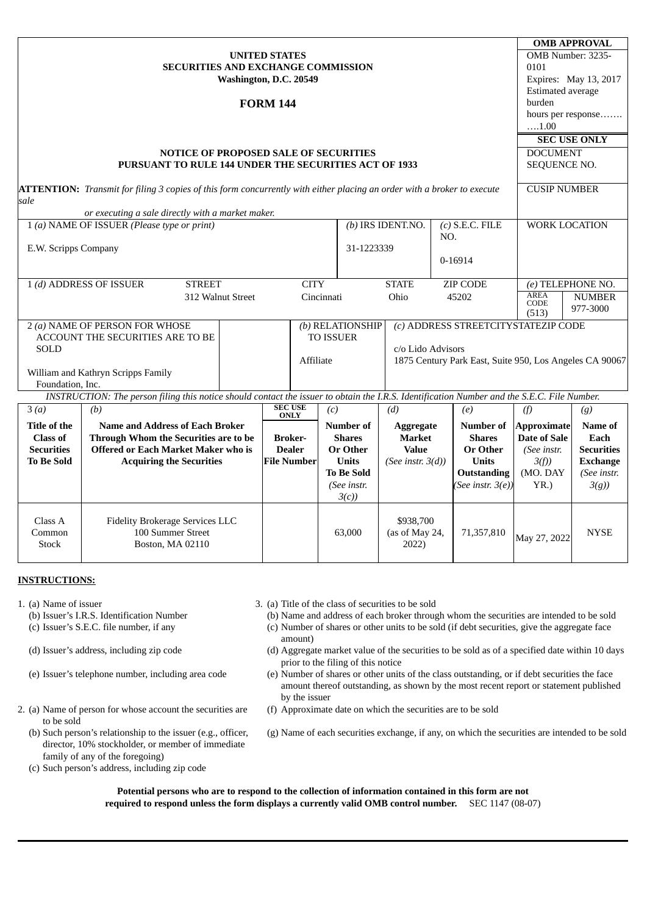**OMB APPROVAL**

OMB Number: 3235-0101

Expires: May 13, 2017

Estimated average burden hours per response…….….1.00

**SEC USE ONLY**

DOCUMENT SEQUENCE NO.

CUSIP NUMBER

WORK LOCATION

**UNITED STATES**
**SECURITIES AND EXCHANGE COMMISSION**
**Washington, D.C. 20549**

# FORM 144

**NOTICE OF PROPOSED SALE OF SECURITIES**
**PURSUANT TO RULE 144 UNDER THE SECURITIES ACT OF 1933**

**ATTENTION:** *Transmit for filing 3 copies of this form concurrently with either placing an order with a broker to execute sale or executing a sale directly with a market maker.*

| 1 *(a)* NAME OF ISSUER *(Please type or print)* | *(b)* IRS IDENT.NO. | *(c)* S.E.C. FILE NO. |
|---|---|---|
| E.W. Scripps Company | 31-1223339 | 0-16914 |

| 1 *(d)* ADDRESS OF ISSUER STREET | CITY | STATE | ZIP CODE | *(e)* TELEPHONE NO. AREA CODE | NUMBER |
|---|---|---|---|---|---|
| 312 Walnut Street | Cincinnati | Ohio | 45202 | (513) | 977-3000 |

| 2 *(a)* NAME OF PERSON FOR WHOSE ACCOUNT THE SECURITIES ARE TO BE SOLD | *(b)* RELATIONSHIP TO ISSUER | *(c)* ADDRESS STREET CITY STATE ZIP CODE |
|---|---|---|
| William and Kathryn Scripps Family Foundation, Inc. | Affiliate | c/o Lido Advisors 1875 Century Park East, Suite 950, Los Angeles CA 90067 |

*INSTRUCTION: The person filing this notice should contact the issuer to obtain the I.R.S. Identification Number and the S.E.C. File Number.*

| 3 *(a)* **Title of the Class of Securities To Be Sold** | *(b)* **Name and Address of Each Broker Through Whom the Securities are to be Offered or Each Market Maker who is Acquiring the Securities** | SEC USE ONLY **Broker-Dealer File Number** | *(c)* **Number of Shares Or Other Units To Be Sold** *(See instr. 3(c))* | *(d)* **Aggregate Market Value** *(See instr. 3(d))* | *(e)* **Number of Shares Or Other Units Outstanding** *(See instr. 3(e))* | *(f)* **Approximate Date of Sale** *(See instr. 3(f))* (MO. DAY YR.) | *(g)* **Name of Each Securities Exchange** *(See instr. 3(g))* |
|---|---|---|---|---|---|---|---|
| Class A Common Stock | Fidelity Brokerage Services LLC 100 Summer Street Boston, MA 02110 | | 63,000 | $938,700 (as of May 24, 2022) | 71,357,810 | May 27, 2022 | NYSE |

**INSTRUCTIONS:**

1. (a) Name of issuer
   (b) Issuer's I.R.S. Identification Number
   (c) Issuer's S.E.C. file number, if any
   (d) Issuer's address, including zip code
   (e) Issuer's telephone number, including area code
2. (a) Name of person for whose account the securities are to be sold
   (b) Such person's relationship to the issuer (e.g., officer, director, 10% stockholder, or member of immediate family of any of the foregoing)
   (c) Such person's address, including zip code
3. (a) Title of the class of securities to be sold
   (b) Name and address of each broker through whom the securities are intended to be sold
   (c) Number of shares or other units to be sold (if debt securities, give the aggregate face amount)
   (d) Aggregate market value of the securities to be sold as of a specified date within 10 days prior to the filing of this notice
   (e) Number of shares or other units of the class outstanding, or if debt securities the face amount thereof outstanding, as shown by the most recent report or statement published by the issuer
   (f) Approximate date on which the securities are to be sold
   (g) Name of each securities exchange, if any, on which the securities are intended to be sold

**Potential persons who are to respond to the collection of information contained in this form are not required to respond unless the form displays a currently valid OMB control number.** SEC 1147 (08-07)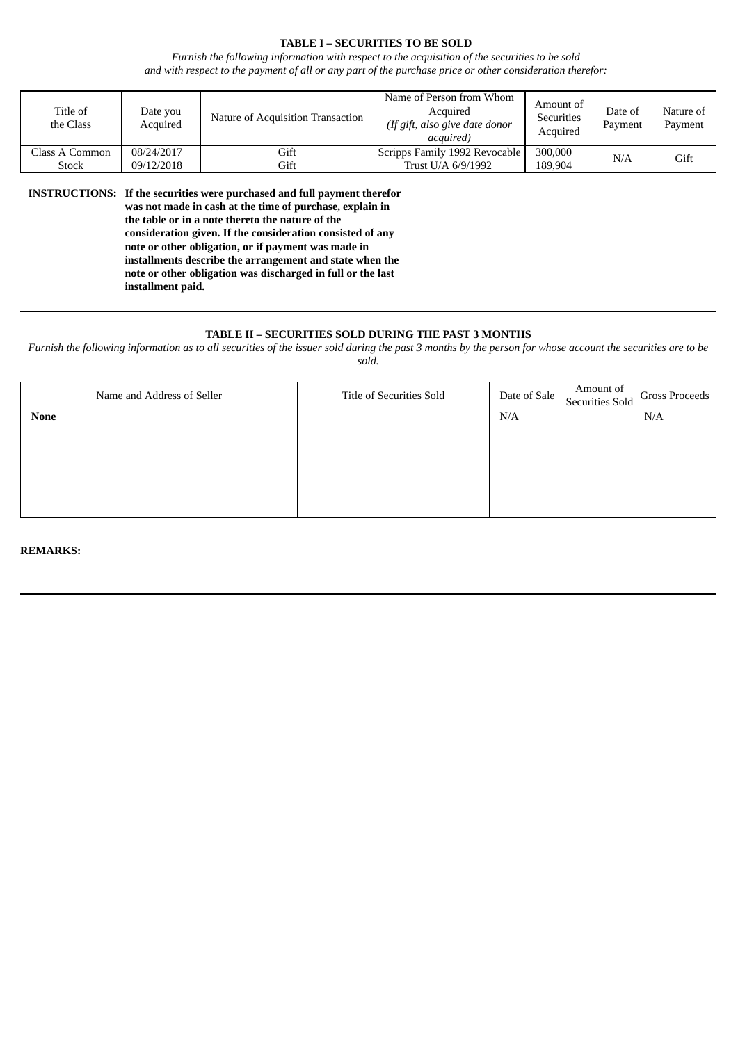**TABLE I – SECURITIES TO BE SOLD**

*Furnish the following information with respect to the acquisition of the securities to be sold and with respect to the payment of all or any part of the purchase price or other consideration therefor:*

| Title of the Class | Date you Acquired | Nature of Acquisition Transaction | Name of Person from Whom Acquired *(If gift, also give date donor acquired)* | Amount of Securities Acquired | Date of Payment | Nature of Payment |
|---|---|---|---|---|---|---|
| Class A Common Stock | 08/24/2017<br>09/12/2018 | Gift<br>Gift | Scripps Family 1992 Revocable Trust U/A 6/9/1992 | 300,000<br>189,904 | N/A | Gift |

**INSTRUCTIONS: If the securities were purchased and full payment therefor was not made in cash at the time of purchase, explain in the table or in a note thereto the nature of the consideration given. If the consideration consisted of any note or other obligation, or if payment was made in installments describe the arrangement and state when the note or other obligation was discharged in full or the last installment paid.**

**TABLE II – SECURITIES SOLD DURING THE PAST 3 MONTHS**

*Furnish the following information as to all securities of the issuer sold during the past 3 months by the person for whose account the securities are to be sold.*

| Name and Address of Seller | Title of Securities Sold | Date of Sale | Amount of Securities Sold | Gross Proceeds |
|---|---|---|---|---|
| **None** | | N/A | | N/A |

**REMARKS:**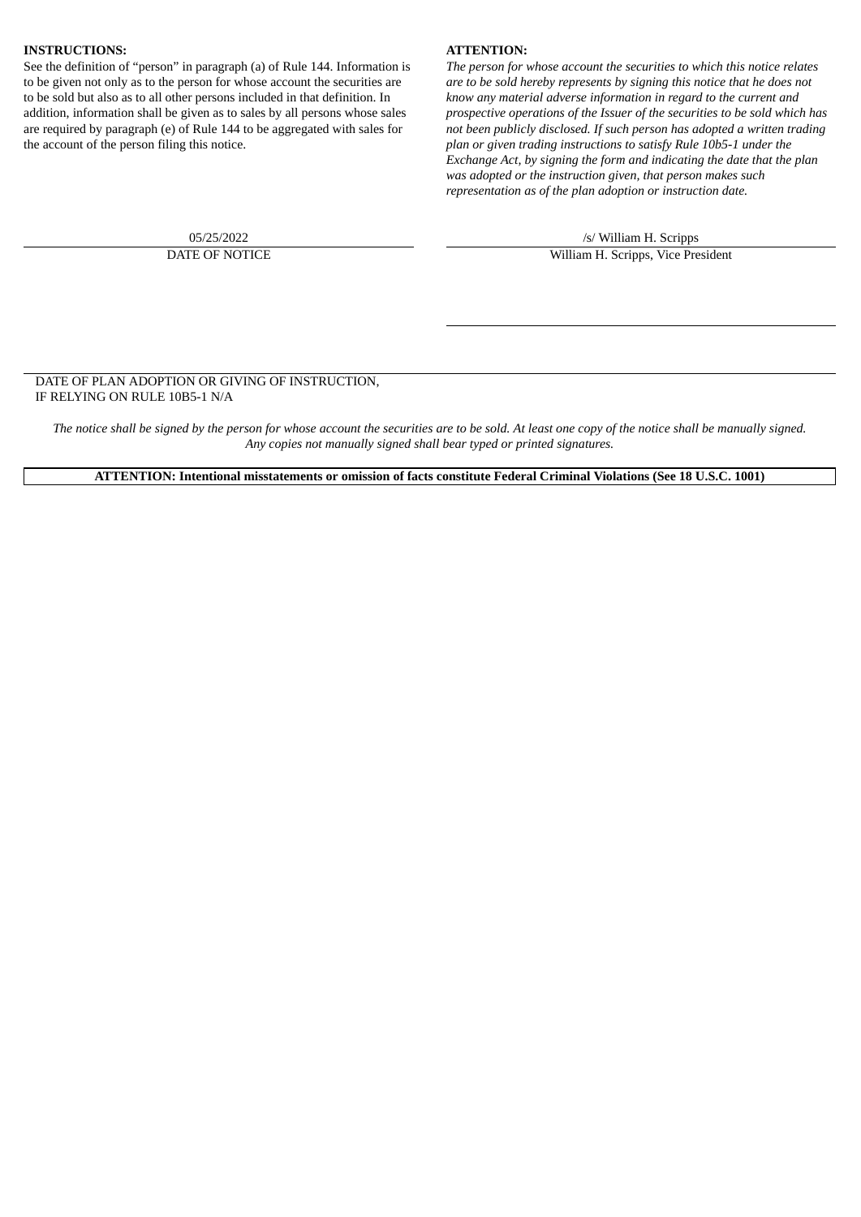**INSTRUCTIONS:**

See the definition of “person” in paragraph (a) of Rule 144. Information is to be given not only as to the person for whose account the securities are to be sold but also as to all other persons included in that definition. In addition, information shall be given as to sales by all persons whose sales are required by paragraph (e) of Rule 144 to be aggregated with sales for the account of the person filing this notice.

**ATTENTION:**

*The person for whose account the securities to which this notice relates are to be sold hereby represents by signing this notice that he does not know any material adverse information in regard to the current and prospective operations of the Issuer of the securities to be sold which has not been publicly disclosed. If such person has adopted a written trading plan or given trading instructions to satisfy Rule 10b5-1 under the Exchange Act, by signing the form and indicating the date that the plan was adopted or the instruction given, that person makes such representation as of the plan adoption or instruction date.*

05/25/2022
DATE OF NOTICE

/s/ William H. Scripps
William H. Scripps, Vice President

DATE OF PLAN ADOPTION OR GIVING OF INSTRUCTION,
IF RELYING ON RULE 10B5-1 N/A

*The notice shall be signed by the person for whose account the securities are to be sold. At least one copy of the notice shall be manually signed. Any copies not manually signed shall bear typed or printed signatures.*

**ATTENTION: Intentional misstatements or omission of facts constitute Federal Criminal Violations (See 18 U.S.C. 1001)**